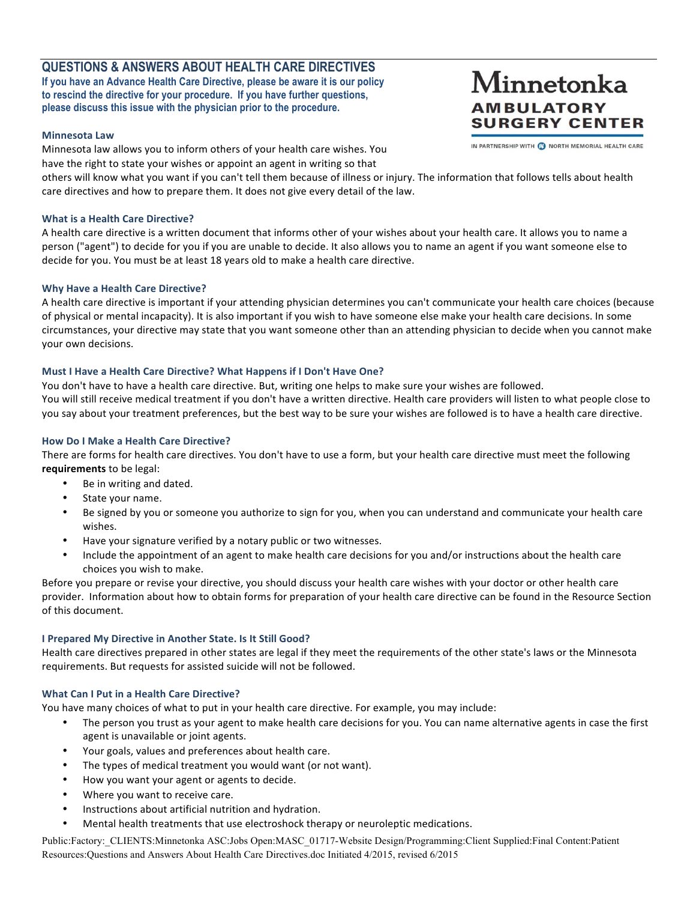# QUESTIONS & ANSWERS ABOUT HEALTH CARE DIRECTIVES

**If you have an Advance Health Care Directive, please be aware it is our policy to rescind the directive for your procedure. If you have further questions, please discuss this issue with the physician prior to the procedure.**

Minnetonka AMBULATORY SURGERY CENTER

IN PARTNERSHIP WITH NORTH MEMORIAL HEALTH CARE

### Minnesota Law

Minnesota law allows you to inform others of your health care wishes. You have the right to state your wishes or appoint an agent in writing so that others will know what you want if you can't tell them because of illness or injury. The information that follows tells about health care directives and how to prepare them. It does not give every detail of the law.

### What is a Health Care Directive?

A health care directive is a written document that informs other of your wishes about your health care. It allows you to name a person ("agent") to decide for you if you are unable to decide. It also allows you to name an agent if you want someone else to decide for you. You must be at least 18 years old to make a health care directive.

### Why Have a Health Care Directive?

A health care directive is important if your attending physician determines you can't communicate your health care choices (because of physical or mental incapacity). It is also important if you wish to have someone else make your health care decisions. In some circumstances, your directive may state that you want someone other than an attending physician to decide when you cannot make your own decisions.

### Must I Have a Health Care Directive? What Happens if I Don't Have One?

You don't have to have a health care directive. But, writing one helps to make sure your wishes are followed.
You will still receive medical treatment if you don't have a written directive. Health care providers will listen to what people close to you say about your treatment preferences, but the best way to be sure your wishes are followed is to have a health care directive.

### How Do I Make a Health Care Directive?

There are forms for health care directives. You don't have to use a form, but your health care directive must meet the following **requirements** to be legal:

- Be in writing and dated.
- State your name.
- Be signed by you or someone you authorize to sign for you, when you can understand and communicate your health care wishes.
- Have your signature verified by a notary public or two witnesses.
- Include the appointment of an agent to make health care decisions for you and/or instructions about the health care choices you wish to make.

Before you prepare or revise your directive, you should discuss your health care wishes with your doctor or other health care provider. Information about how to obtain forms for preparation of your health care directive can be found in the Resource Section of this document.

### I Prepared My Directive in Another State. Is It Still Good?

Health care directives prepared in other states are legal if they meet the requirements of the other state's laws or the Minnesota requirements. But requests for assisted suicide will not be followed.

### What Can I Put in a Health Care Directive?

You have many choices of what to put in your health care directive. For example, you may include:

- The person you trust as your agent to make health care decisions for you. You can name alternative agents in case the first agent is unavailable or joint agents.
- Your goals, values and preferences about health care.
- The types of medical treatment you would want (or not want).
- How you want your agent or agents to decide.
- Where you want to receive care.
- Instructions about artificial nutrition and hydration.
- Mental health treatments that use electroshock therapy or neuroleptic medications.

Public:Factory:_CLIENTS:Minnetonka ASC:Jobs Open:MASC_01717-Website Design/Programming:Client Supplied:Final Content:Patient Resources:Questions and Answers About Health Care Directives.doc Initiated 4/2015, revised 6/2015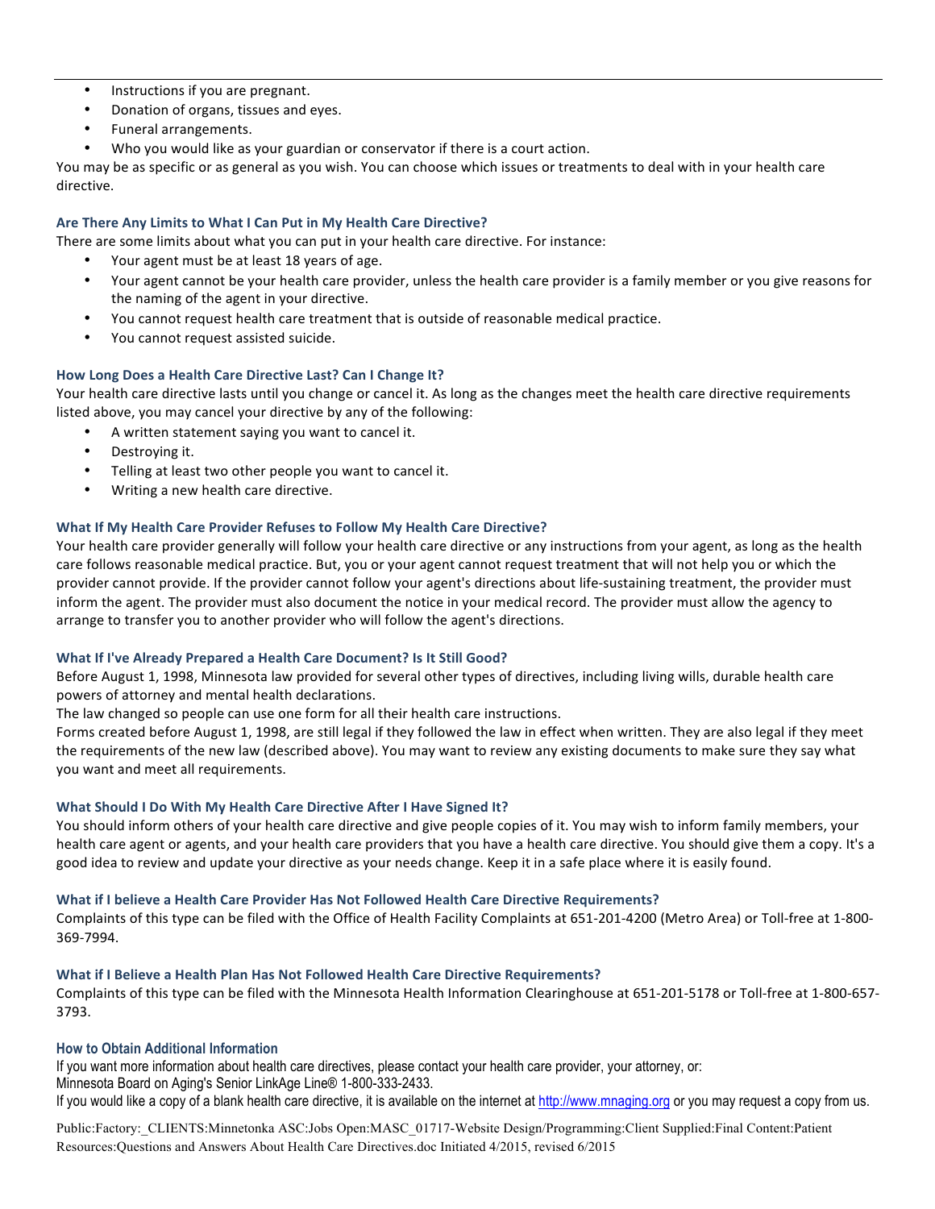- Instructions if you are pregnant.
- Donation of organs, tissues and eyes.
- Funeral arrangements.
- Who you would like as your guardian or conservator if there is a court action.

You may be as specific or as general as you wish. You can choose which issues or treatments to deal with in your health care directive.

### Are There Any Limits to What I Can Put in My Health Care Directive?

There are some limits about what you can put in your health care directive. For instance:

- Your agent must be at least 18 years of age.
- Your agent cannot be your health care provider, unless the health care provider is a family member or you give reasons for the naming of the agent in your directive.
- You cannot request health care treatment that is outside of reasonable medical practice.
- You cannot request assisted suicide.

### How Long Does a Health Care Directive Last? Can I Change It?

Your health care directive lasts until you change or cancel it. As long as the changes meet the health care directive requirements listed above, you may cancel your directive by any of the following:

- A written statement saying you want to cancel it.
- Destroying it.
- Telling at least two other people you want to cancel it.
- Writing a new health care directive.

### What If My Health Care Provider Refuses to Follow My Health Care Directive?

Your health care provider generally will follow your health care directive or any instructions from your agent, as long as the health care follows reasonable medical practice. But, you or your agent cannot request treatment that will not help you or which the provider cannot provide. If the provider cannot follow your agent's directions about life-sustaining treatment, the provider must inform the agent. The provider must also document the notice in your medical record. The provider must allow the agency to arrange to transfer you to another provider who will follow the agent's directions.

### What If I've Already Prepared a Health Care Document? Is It Still Good?

Before August 1, 1998, Minnesota law provided for several other types of directives, including living wills, durable health care powers of attorney and mental health declarations.

The law changed so people can use one form for all their health care instructions.

Forms created before August 1, 1998, are still legal if they followed the law in effect when written. They are also legal if they meet the requirements of the new law (described above). You may want to review any existing documents to make sure they say what you want and meet all requirements.

### What Should I Do With My Health Care Directive After I Have Signed It?

You should inform others of your health care directive and give people copies of it. You may wish to inform family members, your health care agent or agents, and your health care providers that you have a health care directive. You should give them a copy. It's a good idea to review and update your directive as your needs change. Keep it in a safe place where it is easily found.

### What if I believe a Health Care Provider Has Not Followed Health Care Directive Requirements?

Complaints of this type can be filed with the Office of Health Facility Complaints at 651-201-4200 (Metro Area) or Toll-free at 1-800-369-7994.

### What if I Believe a Health Plan Has Not Followed Health Care Directive Requirements?

Complaints of this type can be filed with the Minnesota Health Information Clearinghouse at 651-201-5178 or Toll-free at 1-800-657-3793.

### How to Obtain Additional Information

If you want more information about health care directives, please contact your health care provider, your attorney, or:
Minnesota Board on Aging's Senior LinkAge Line® 1-800-333-2433.
If you would like a copy of a blank health care directive, it is available on the internet at http://www.mnaging.org or you may request a copy from us.

Public:Factory:_CLIENTS:Minnetonka ASC:Jobs Open:MASC_01717-Website Design/Programming:Client Supplied:Final Content:Patient Resources:Questions and Answers About Health Care Directives.doc Initiated 4/2015, revised 6/2015